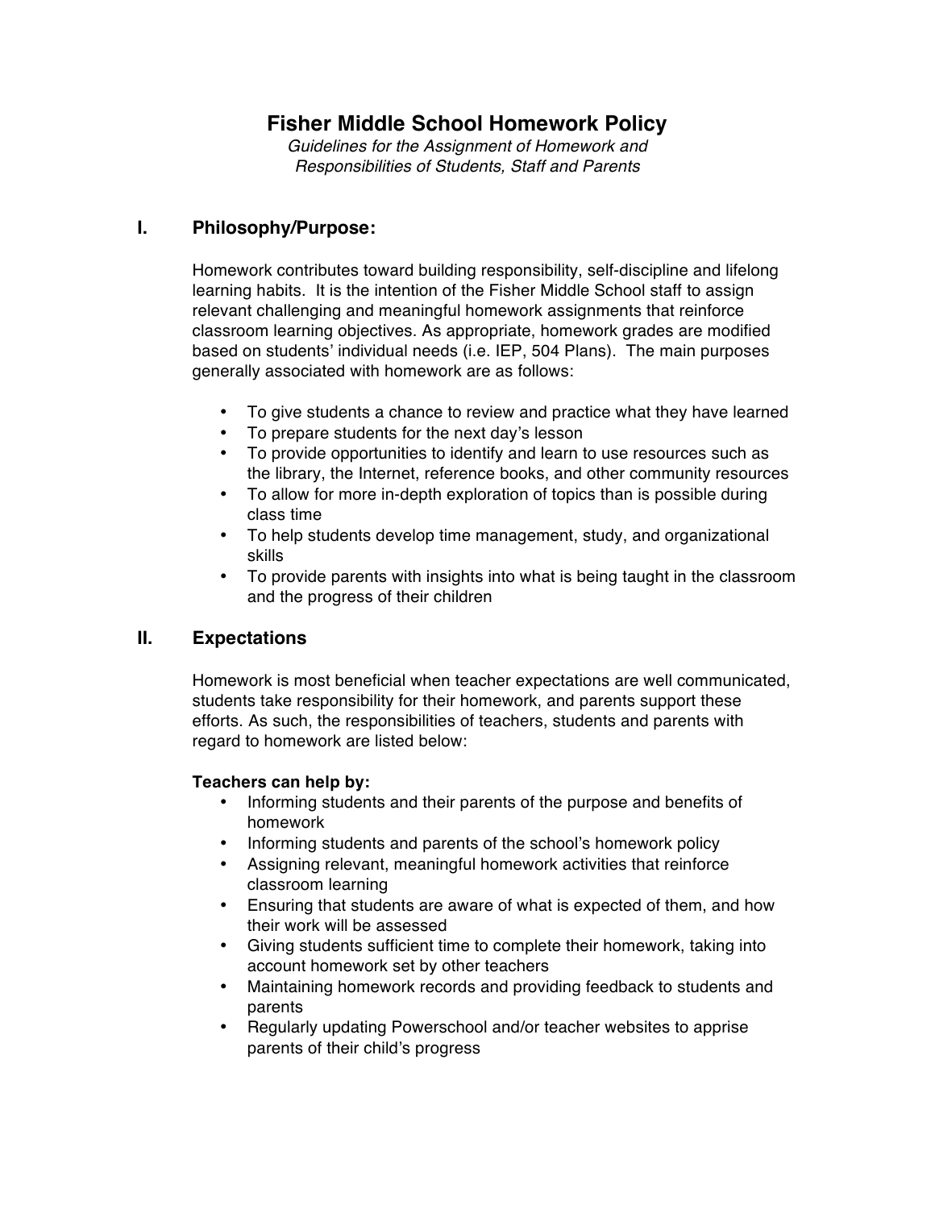# Fisher Middle School Homework Policy

*Guidelines for the Assignment of Homework and Responsibilities of Students, Staff and Parents*

## I. Philosophy/Purpose:

Homework contributes toward building responsibility, self-discipline and lifelong learning habits. It is the intention of the Fisher Middle School staff to assign relevant challenging and meaningful homework assignments that reinforce classroom learning objectives. As appropriate, homework grades are modified based on students' individual needs (i.e. IEP, 504 Plans). The main purposes generally associated with homework are as follows:

- To give students a chance to review and practice what they have learned
- To prepare students for the next day's lesson
- To provide opportunities to identify and learn to use resources such as the library, the Internet, reference books, and other community resources
- To allow for more in-depth exploration of topics than is possible during class time
- To help students develop time management, study, and organizational skills
- To provide parents with insights into what is being taught in the classroom and the progress of their children

## II. Expectations

Homework is most beneficial when teacher expectations are well communicated, students take responsibility for their homework, and parents support these efforts. As such, the responsibilities of teachers, students and parents with regard to homework are listed below:

**Teachers can help by:**

- Informing students and their parents of the purpose and benefits of homework
- Informing students and parents of the school's homework policy
- Assigning relevant, meaningful homework activities that reinforce classroom learning
- Ensuring that students are aware of what is expected of them, and how their work will be assessed
- Giving students sufficient time to complete their homework, taking into account homework set by other teachers
- Maintaining homework records and providing feedback to students and parents
- Regularly updating Powerschool and/or teacher websites to apprise parents of their child's progress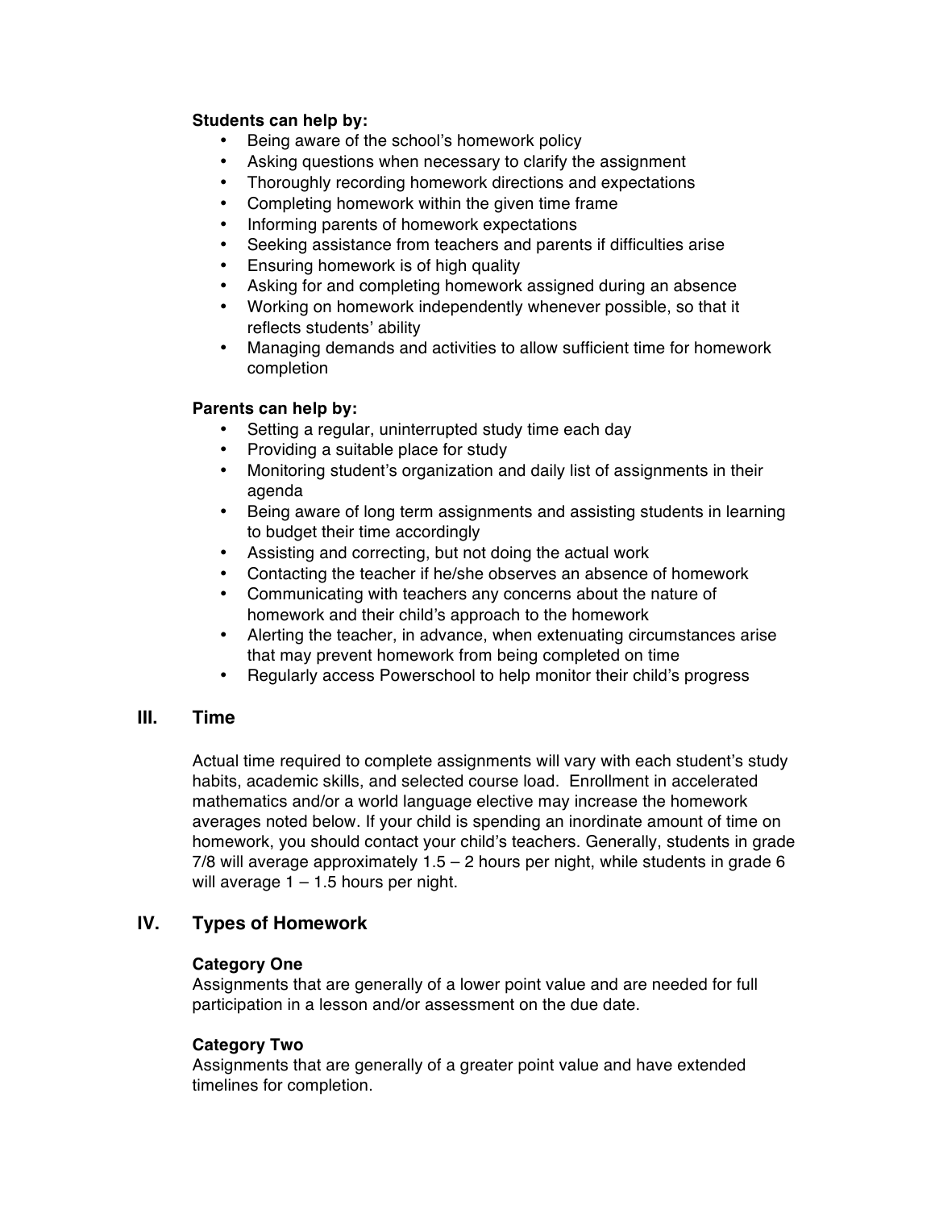**Students can help by:**

- Being aware of the school's homework policy
- Asking questions when necessary to clarify the assignment
- Thoroughly recording homework directions and expectations
- Completing homework within the given time frame
- Informing parents of homework expectations
- Seeking assistance from teachers and parents if difficulties arise
- Ensuring homework is of high quality
- Asking for and completing homework assigned during an absence
- Working on homework independently whenever possible, so that it reflects students' ability
- Managing demands and activities to allow sufficient time for homework completion

**Parents can help by:**

- Setting a regular, uninterrupted study time each day
- Providing a suitable place for study
- Monitoring student's organization and daily list of assignments in their agenda
- Being aware of long term assignments and assisting students in learning to budget their time accordingly
- Assisting and correcting, but not doing the actual work
- Contacting the teacher if he/she observes an absence of homework
- Communicating with teachers any concerns about the nature of homework and their child's approach to the homework
- Alerting the teacher, in advance, when extenuating circumstances arise that may prevent homework from being completed on time
- Regularly access Powerschool to help monitor their child's progress

## III. Time

Actual time required to complete assignments will vary with each student's study habits, academic skills, and selected course load. Enrollment in accelerated mathematics and/or a world language elective may increase the homework averages noted below. If your child is spending an inordinate amount of time on homework, you should contact your child's teachers. Generally, students in grade 7/8 will average approximately 1.5 – 2 hours per night, while students in grade 6 will average 1 – 1.5 hours per night.

## IV. Types of Homework

**Category One**
Assignments that are generally of a lower point value and are needed for full participation in a lesson and/or assessment on the due date.

**Category Two**
Assignments that are generally of a greater point value and have extended timelines for completion.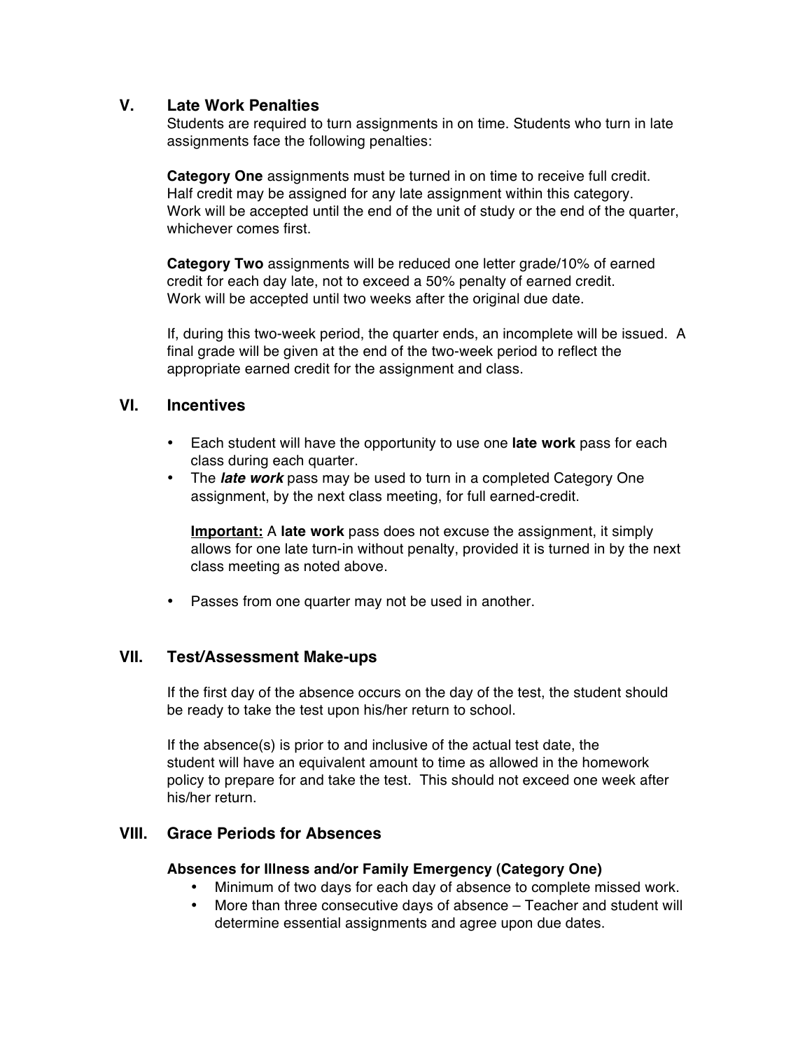## V. Late Work Penalties

Students are required to turn assignments in on time. Students who turn in late assignments face the following penalties:

**Category One** assignments must be turned in on time to receive full credit. Half credit may be assigned for any late assignment within this category. Work will be accepted until the end of the unit of study or the end of the quarter, whichever comes first.

**Category Two** assignments will be reduced one letter grade/10% of earned credit for each day late, not to exceed a 50% penalty of earned credit. Work will be accepted until two weeks after the original due date.

If, during this two-week period, the quarter ends, an incomplete will be issued. A final grade will be given at the end of the two-week period to reflect the appropriate earned credit for the assignment and class.

## VI. Incentives

- Each student will have the opportunity to use one **late work** pass for each class during each quarter.
- The ***late work*** pass may be used to turn in a completed Category One assignment, by the next class meeting, for full earned-credit.

  **Important:** A **late work** pass does not excuse the assignment, it simply allows for one late turn-in without penalty, provided it is turned in by the next class meeting as noted above.

- Passes from one quarter may not be used in another.

## VII. Test/Assessment Make-ups

If the first day of the absence occurs on the day of the test, the student should be ready to take the test upon his/her return to school.

If the absence(s) is prior to and inclusive of the actual test date, the student will have an equivalent amount to time as allowed in the homework policy to prepare for and take the test. This should not exceed one week after his/her return.

## VIII. Grace Periods for Absences

**Absences for Illness and/or Family Emergency (Category One)**

- Minimum of two days for each day of absence to complete missed work.
- More than three consecutive days of absence – Teacher and student will determine essential assignments and agree upon due dates.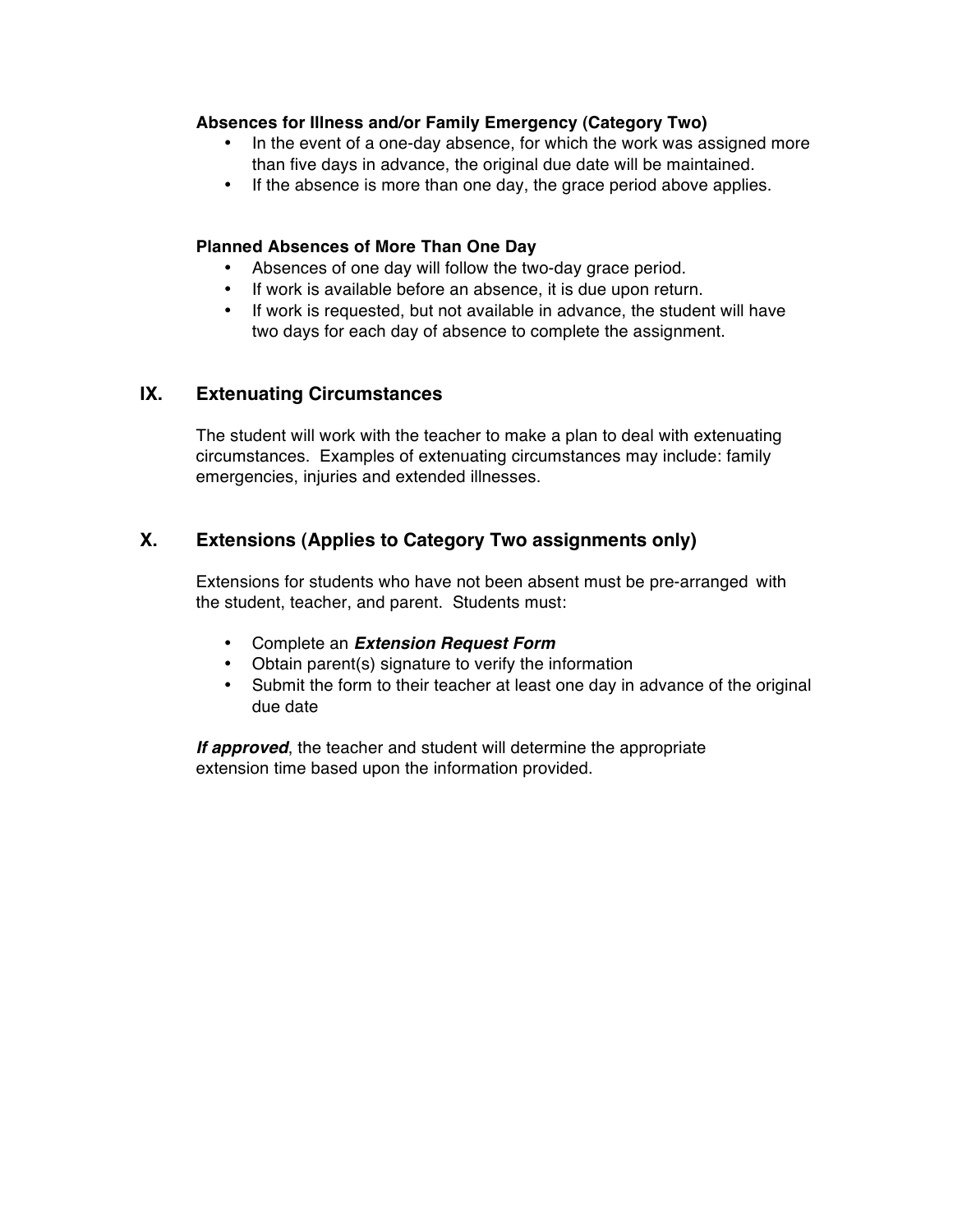**Absences for Illness and/or Family Emergency (Category Two)**

- In the event of a one-day absence, for which the work was assigned more than five days in advance, the original due date will be maintained.
- If the absence is more than one day, the grace period above applies.

**Planned Absences of More Than One Day**

- Absences of one day will follow the two-day grace period.
- If work is available before an absence, it is due upon return.
- If work is requested, but not available in advance, the student will have two days for each day of absence to complete the assignment.

## IX. Extenuating Circumstances

The student will work with the teacher to make a plan to deal with extenuating circumstances. Examples of extenuating circumstances may include: family emergencies, injuries and extended illnesses.

## X. Extensions (Applies to Category Two assignments only)

Extensions for students who have not been absent must be pre-arranged with the student, teacher, and parent. Students must:

- Complete an ***Extension Request Form***
- Obtain parent(s) signature to verify the information
- Submit the form to their teacher at least one day in advance of the original due date

***If approved***, the teacher and student will determine the appropriate extension time based upon the information provided.